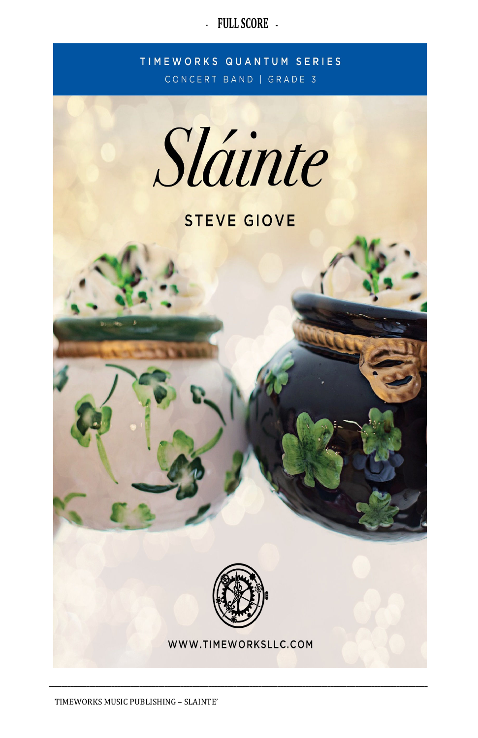- **FULL SCORE** -

TIMEWORKS QUANTUM SERIES

CONCERT BAND | GRADE 3

# *Sláinte*

## STEVE GIOVE

WWW.TIMEWORKSLLC.COM

TIMEWORKS MUSIC PUBLISHING – SLAINTE'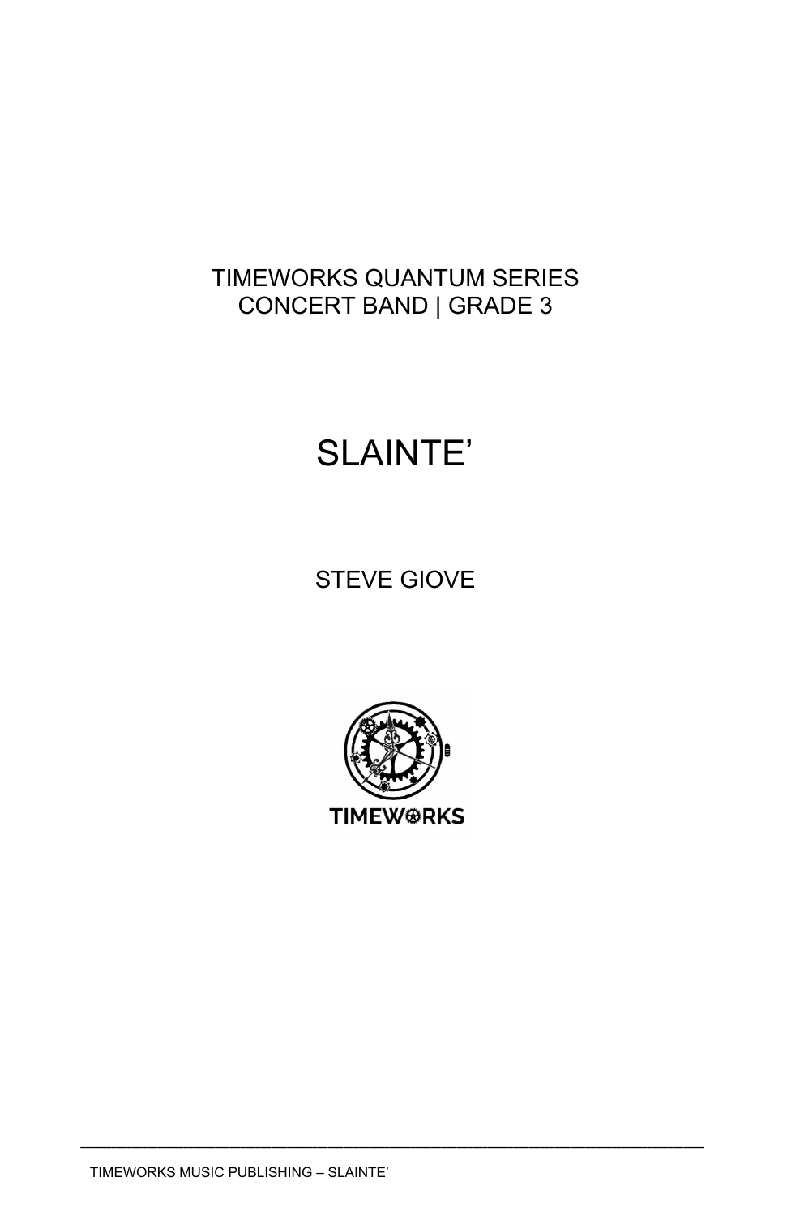TIMEWORKS QUANTUM SERIES
CONCERT BAND | GRADE 3

# SLAINTE'

STEVE GIOVE

TIMEWORKS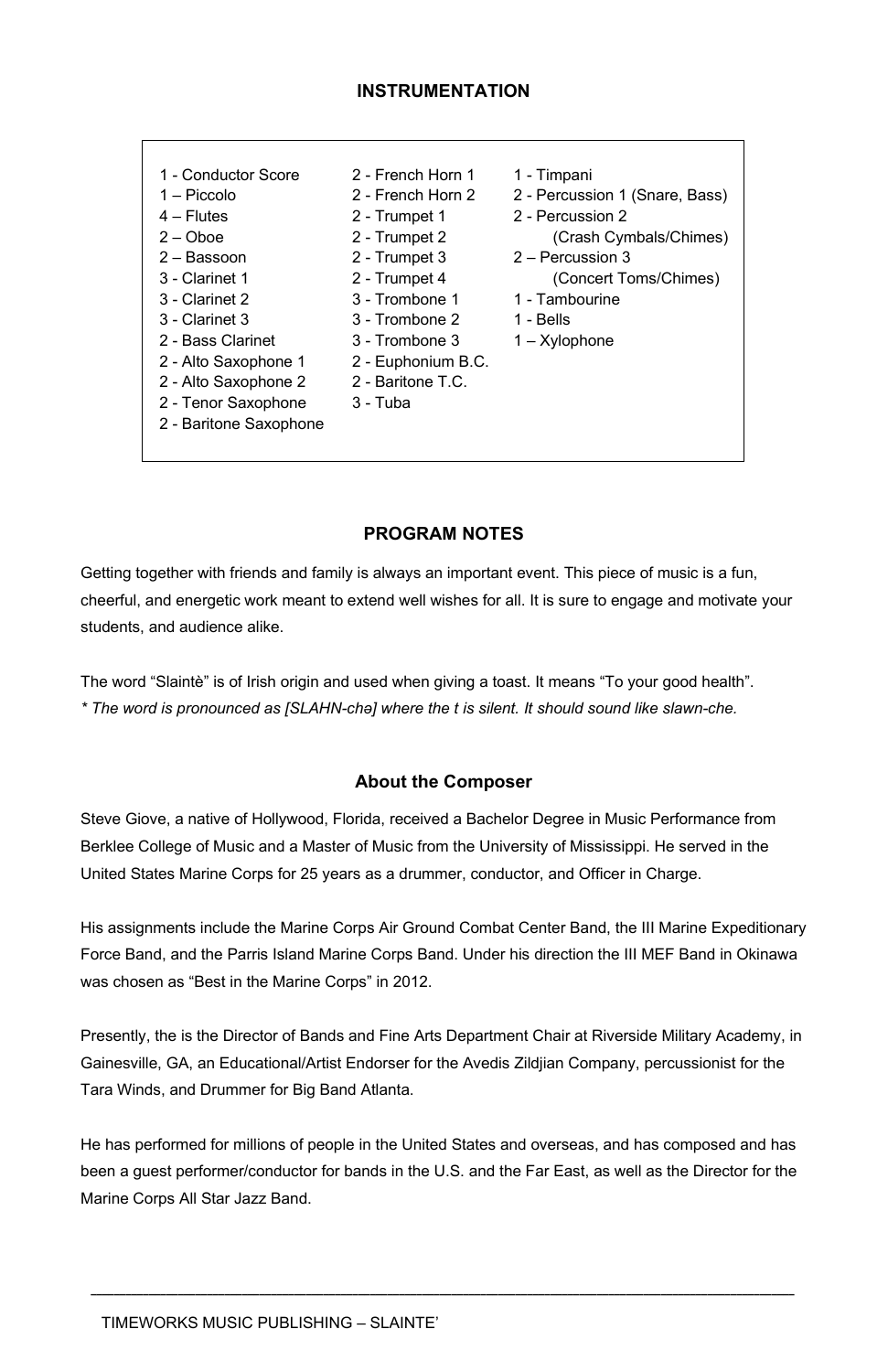## INSTRUMENTATION

- 1 - Conductor Score
- 1 – Piccolo
- 4 – Flutes
- 2 – Oboe
- 2 – Bassoon
- 3 - Clarinet 1
- 3 - Clarinet 2
- 3 - Clarinet 3
- 2 - Bass Clarinet
- 2 - Alto Saxophone 1
- 2 - Alto Saxophone 2
- 2 - Tenor Saxophone
- 2 - Baritone Saxophone
- 2 - French Horn 1
- 2 - French Horn 2
- 2 - Trumpet 1
- 2 - Trumpet 2
- 2 - Trumpet 3
- 2 - Trumpet 4
- 3 - Trombone 1
- 3 - Trombone 2
- 3 - Trombone 3
- 2 - Euphonium B.C.
- 2 - Baritone T.C.
- 3 - Tuba
- 1 - Timpani
- 2 - Percussion 1 (Snare, Bass)
- 2 - Percussion 2 (Crash Cymbals/Chimes)
- 2 – Percussion 3 (Concert Toms/Chimes)
- 1 - Tambourine
- 1 - Bells
- 1 – Xylophone

## PROGRAM NOTES

Getting together with friends and family is always an important event. This piece of music is a fun, cheerful, and energetic work meant to extend well wishes for all. It is sure to engage and motivate your students, and audience alike.

The word "Slaintè" is of Irish origin and used when giving a toast. It means "To your good health".
*\* The word is pronounced as [SLAHN-chə] where the t is silent. It should sound like slawn-che.*

## About the Composer

Steve Giove, a native of Hollywood, Florida, received a Bachelor Degree in Music Performance from Berklee College of Music and a Master of Music from the University of Mississippi. He served in the United States Marine Corps for 25 years as a drummer, conductor, and Officer in Charge.

His assignments include the Marine Corps Air Ground Combat Center Band, the III Marine Expeditionary Force Band, and the Parris Island Marine Corps Band. Under his direction the III MEF Band in Okinawa was chosen as "Best in the Marine Corps" in 2012.

Presently, the is the Director of Bands and Fine Arts Department Chair at Riverside Military Academy, in Gainesville, GA, an Educational/Artist Endorser for the Avedis Zildjian Company, percussionist for the Tara Winds, and Drummer for Big Band Atlanta.

He has performed for millions of people in the United States and overseas, and has composed and has been a guest performer/conductor for bands in the U.S. and the Far East, as well as the Director for the Marine Corps All Star Jazz Band.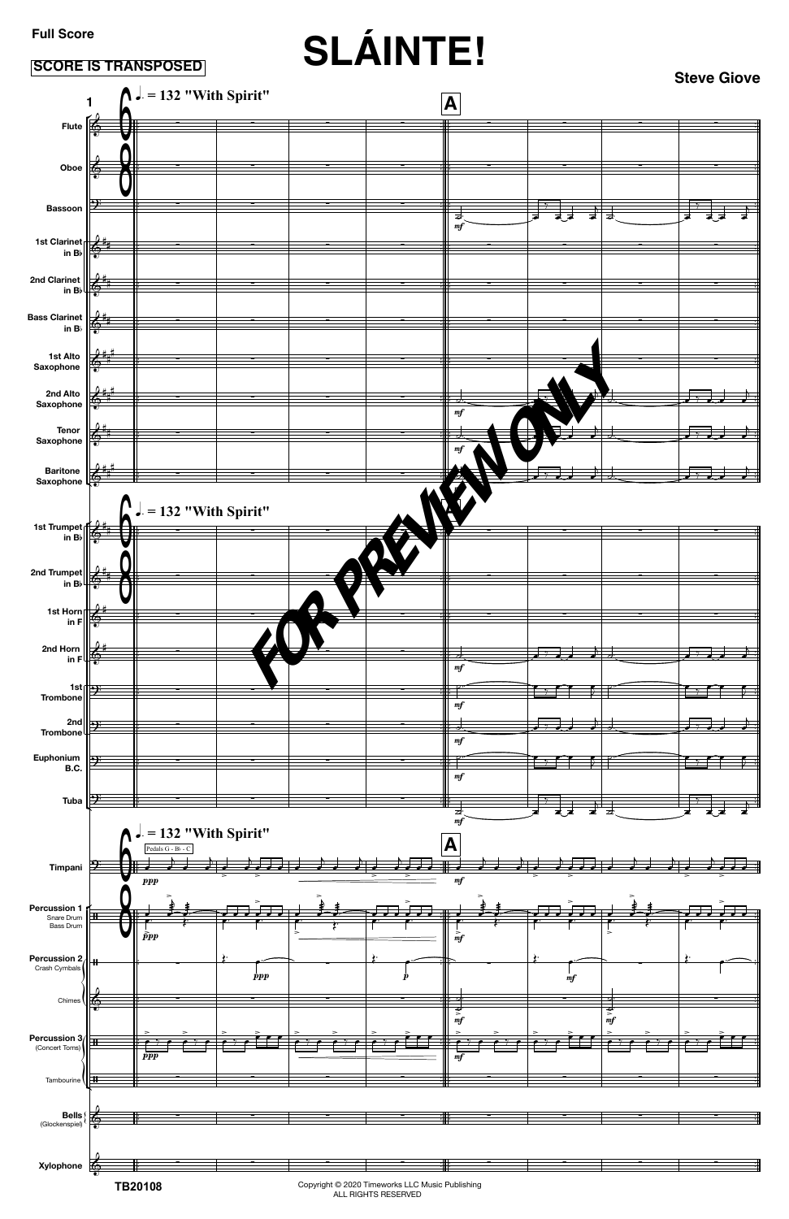**Full Score**

**SCORE IS TRANSPOSED**

# SLÁINTE!

**Steve Giove**

♩. = 132 "With Spirit"

Flute, Oboe, Bassoon, 1st Clarinet in B♭, 2nd Clarinet in B♭, Bass Clarinet in B♭, 1st Alto Saxophone, 2nd Alto Saxophone, Tenor Saxophone, Baritone Saxophone, 1st Trumpet in B♭, 2nd Trumpet in B♭, 1st Horn in F, 2nd Horn in F, 1st Trombone, 2nd Trombone, Euphonium B.C., Tuba, Timpani (Pedals G - B♭ - C), Percussion 1 (Snare Drum, Bass Drum), Percussion 2 (Crash Cymbals, Chimes), Percussion 3 (Concert Toms, Tambourine), Bells (Glockenspiel), Xylophone

FOR PREVIEW ONLY

TB20108

Copyright © 2020 Timeworks LLC Music Publishing
ALL RIGHTS RESERVED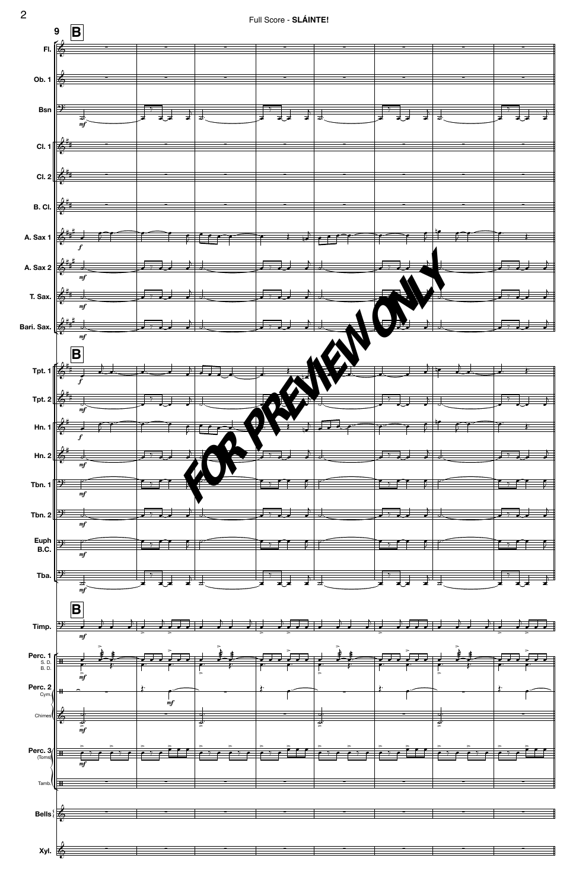**9** **B**

Fl.

Ob. 1

Bsn — *mf*

Cl. 1

Cl. 2

B. Cl.

A. Sax 1 — *f*

A. Sax 2 — *mf*

T. Sax. — *mf*

Bari. Sax. — *mf*

**B**

Tpt. 1 — *f*

Tpt. 2 — *mf*

Hn. 1 — *f*

Hn. 2 — *mf*

Tbn. 1 — *mf*

Tbn. 2 — *mf*

Euph B.C. — *mf*

Tba. — *mf*

**B**

Timp. — *mf*

Perc. 1 (S. D., B. D.) — *mf*

Perc. 2 (Cym.) — *mf*

Chimes — *mf*

Perc. 3 (Toms) — *mf*

Tamb.

Bells

Xyl.

FOR PREVIEW ONLY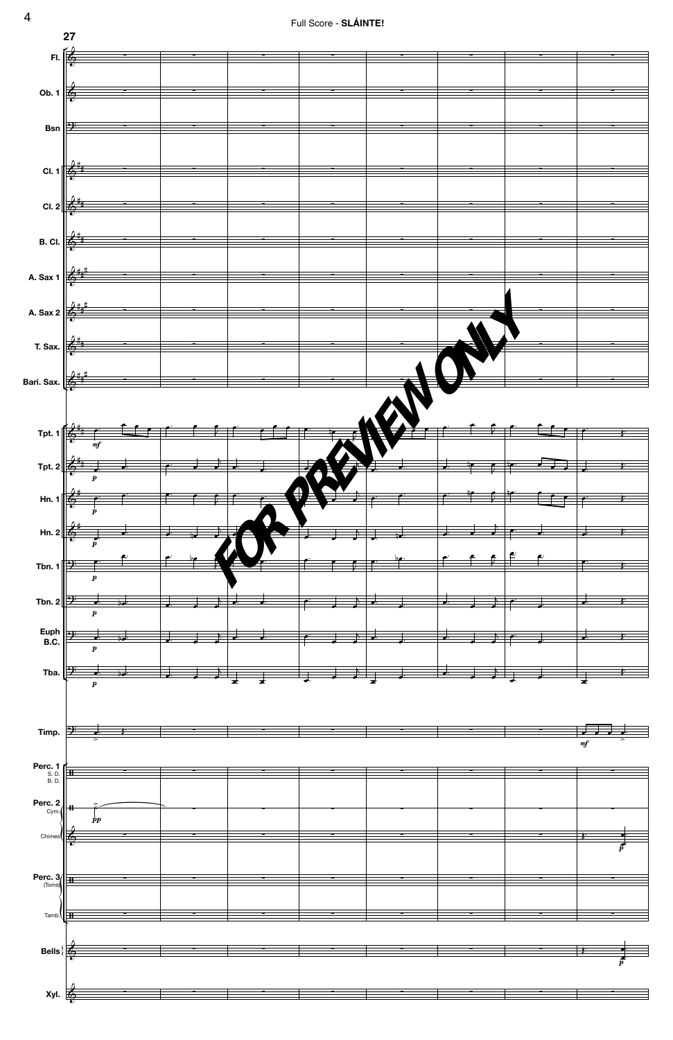27

Fl.

Ob. 1

Bsn

Cl. 1

Cl. 2

B. Cl.

A. Sax 1

A. Sax 2

T. Sax.

Bari. Sax.

Tpt. 1

Tpt. 2

Hn. 1

Hn. 2

Tbn. 1

Tbn. 2

Euph B.C.

Tba.

Timp.

Perc. 1 S. D. B. D.

Perc. 2 Cym.

Chimes

Perc. 3 (Toms)

Tamb.

Bells

Xyl.

FOR PREVIEW ONLY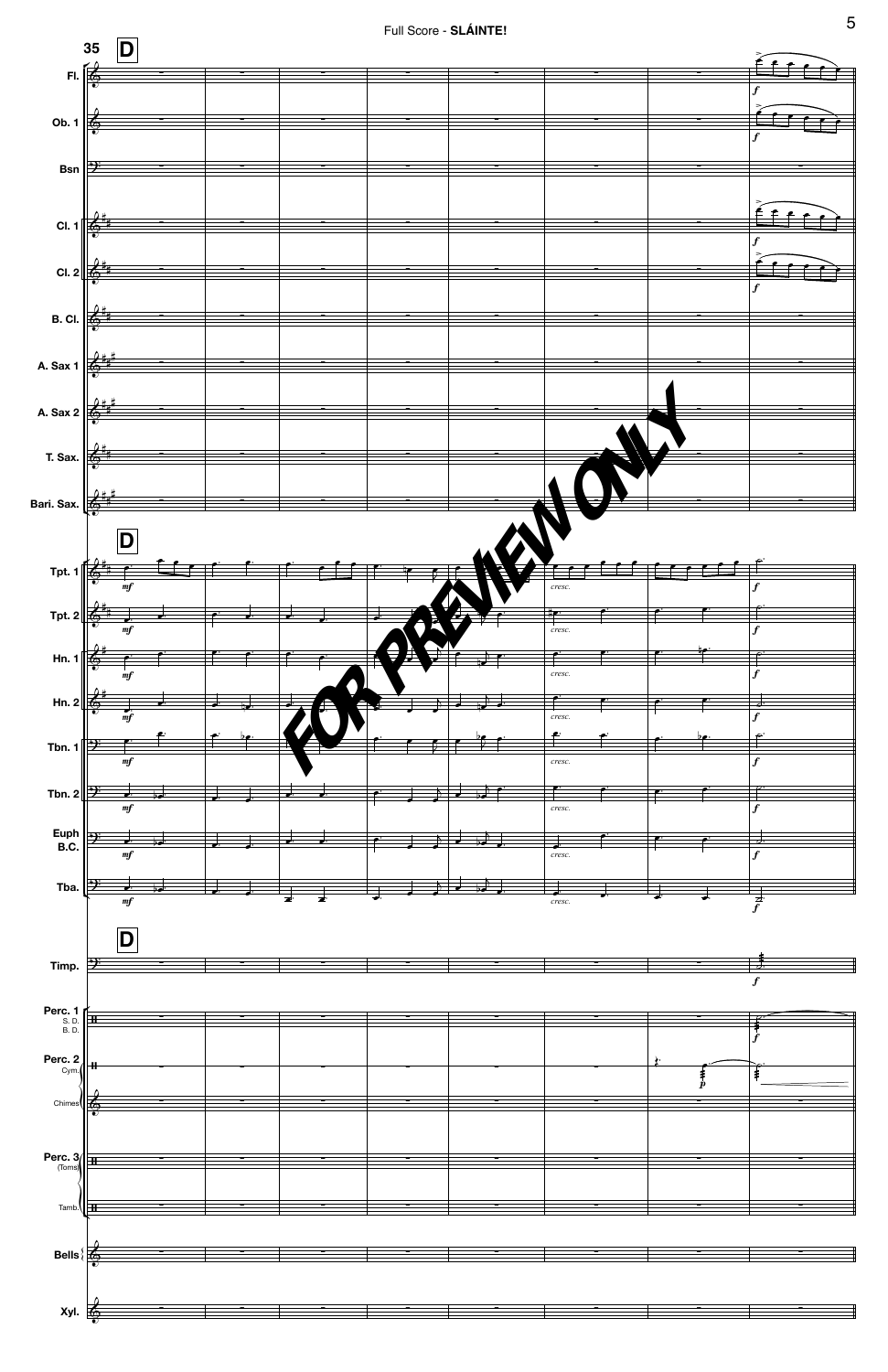35 **D**

Fl.

Ob. 1

Bsn

Cl. 1

Cl. 2

B. Cl.

A. Sax 1

A. Sax 2

T. Sax.

Bari. Sax.

Tpt. 1

Tpt. 2

Hn. 1

Hn. 2

Tbn. 1

Tbn. 2

Euph B.C.

Tba.

Timp.

Perc. 1 S. D. B. D.

Perc. 2 Cym.

Chimes

Perc. 3 (Toms)

Tamb.

Bells

Xyl.

FOR PREVIEW ONLY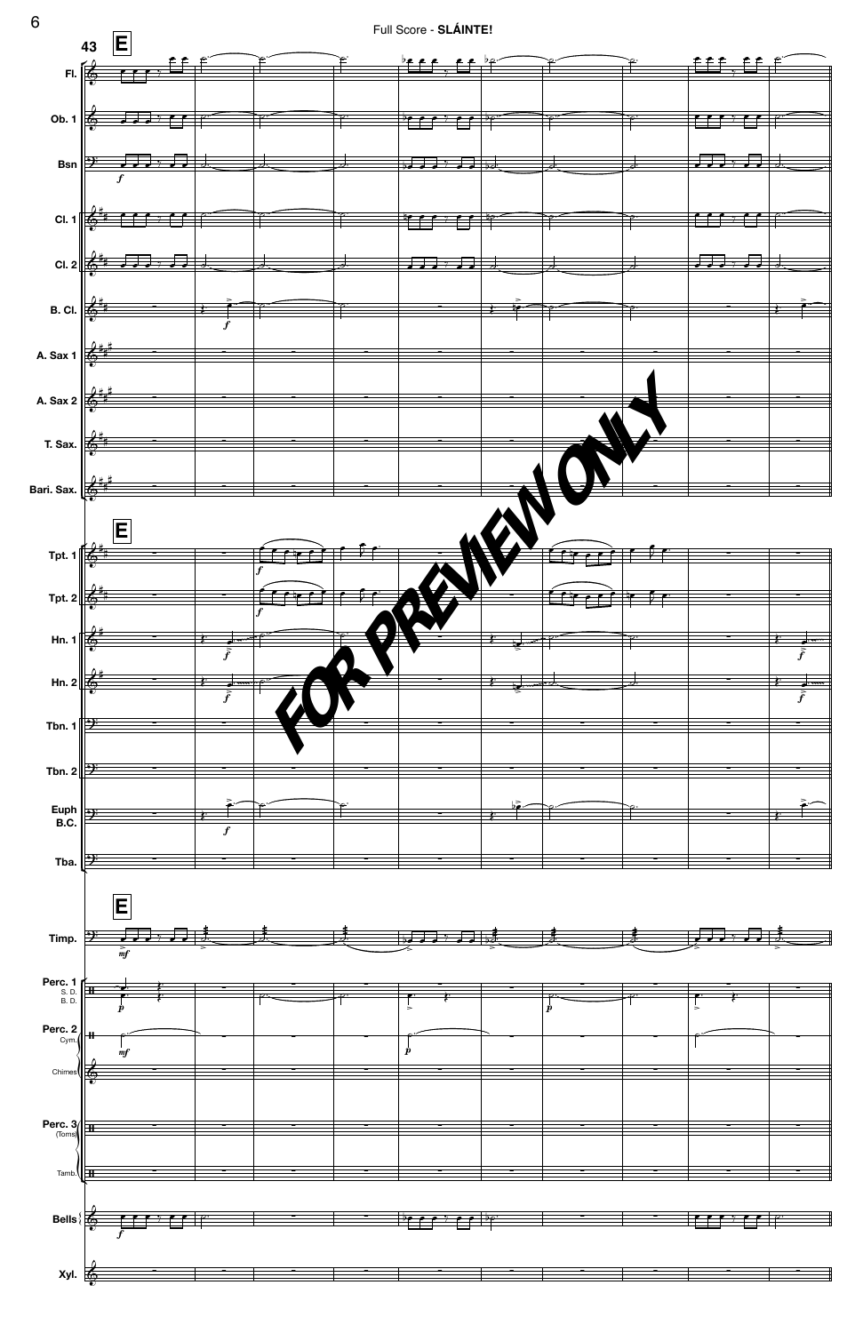Full Score - **SLÁINTE!**

43 **E**

Fl.
Ob. 1
Bsn
Cl. 1
Cl. 2
B. Cl.
A. Sax 1
A. Sax 2
T. Sax.
Bari. Sax.

Tpt. 1
Tpt. 2
Hn. 1
Hn. 2
Tbn. 1
Tbn. 2
Euph B.C.
Tba.

Timp.
Perc. 1 S. D. B. D.
Perc. 2 Cym.
Chimes
Perc. 3 (Toms)
Tamb.
Bells
Xyl.

FOR PREVIEW ONLY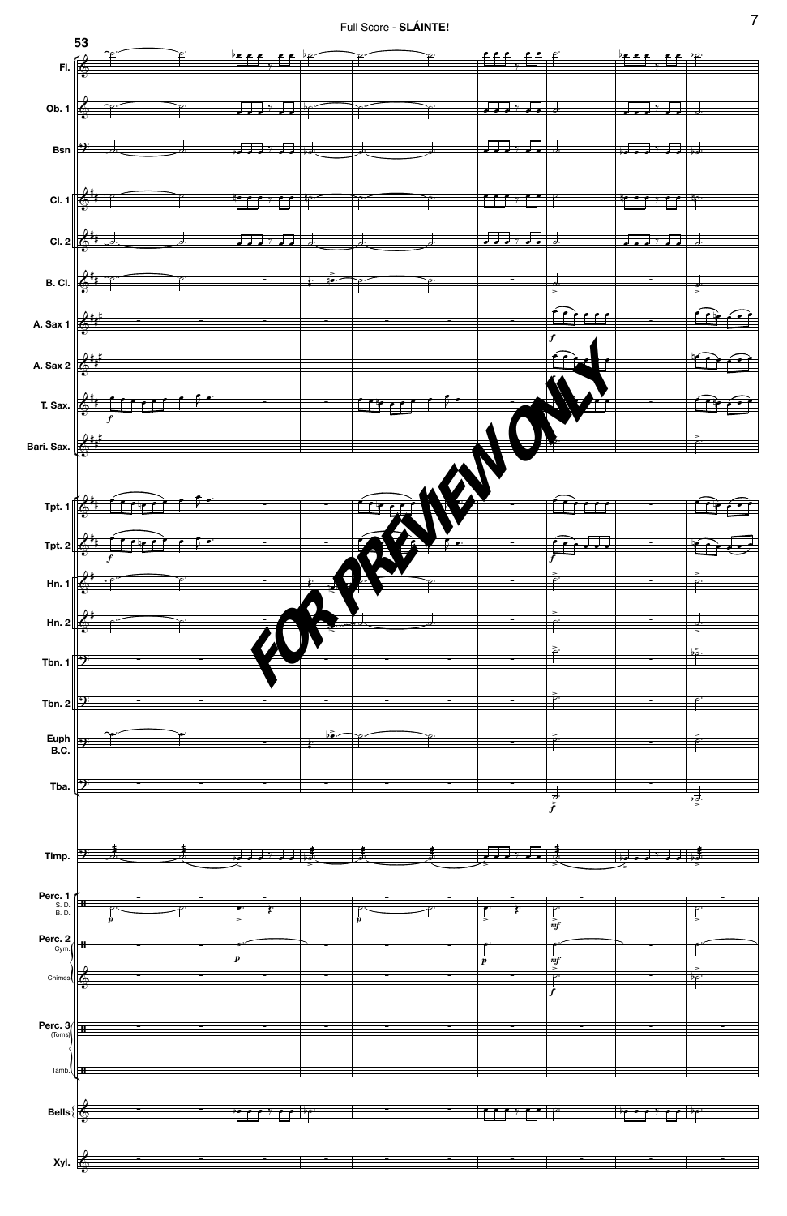FOR PREVIEW ONLY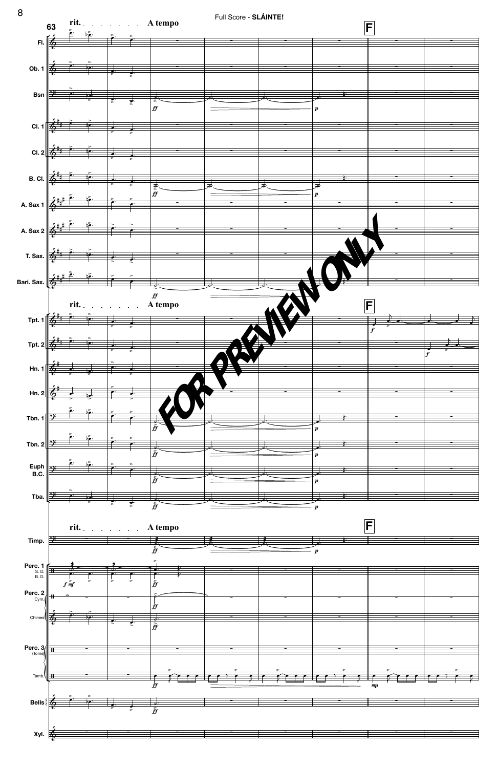rit. A tempo

F

FOR PREVIEW ONLY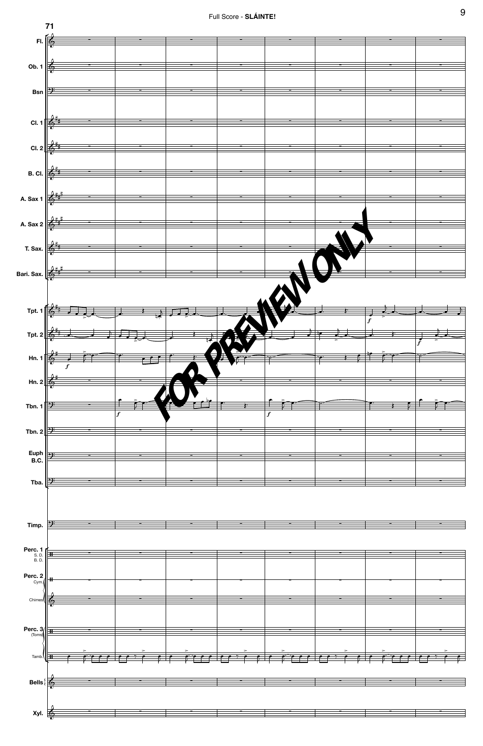71

Fl.

Ob. 1

Bsn

Cl. 1

Cl. 2

B. Cl.

A. Sax 1

A. Sax 2

T. Sax.

Bari. Sax.

Tpt. 1

Tpt. 2

Hn. 1

Hn. 2

Tbn. 1

Tbn. 2

Euph B.C.

Tba.

Timp.

Perc. 1 S. D. B. D.

Perc. 2 Cym.

Chimes

Perc. 3 (Toms)

Tamb.

Bells

Xyl.

FOR PREVIEW ONLY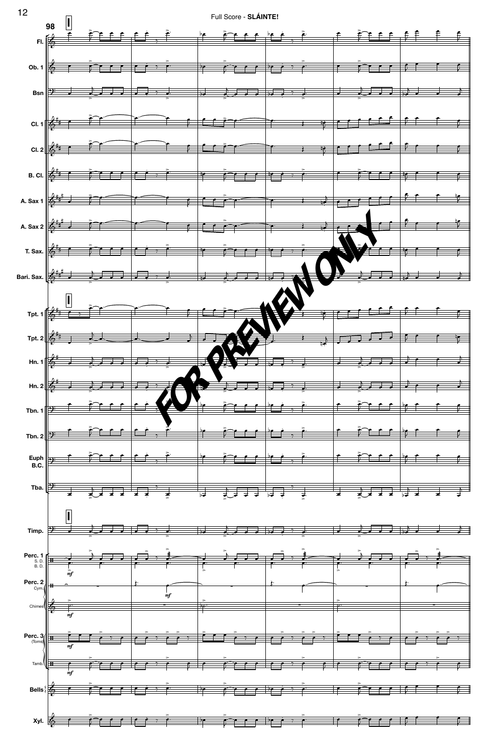Full Score - **SLÁINTE!**

98

Fl.

Ob. 1

Bsn

Cl. 1

Cl. 2

B. Cl.

A. Sax 1

A. Sax 2

T. Sax.

Bari. Sax.

Tpt. 1

Tpt. 2

Hn. 1

Hn. 2

Tbn. 1

Tbn. 2

Euph B.C.

Tba.

Timp.

Perc. 1 S. D. B. D.

Perc. 2 Cym.

Chimes

Perc. 3 (Toms)

Tamb.

Bells

Xyl.

FOR PREVIEW ONLY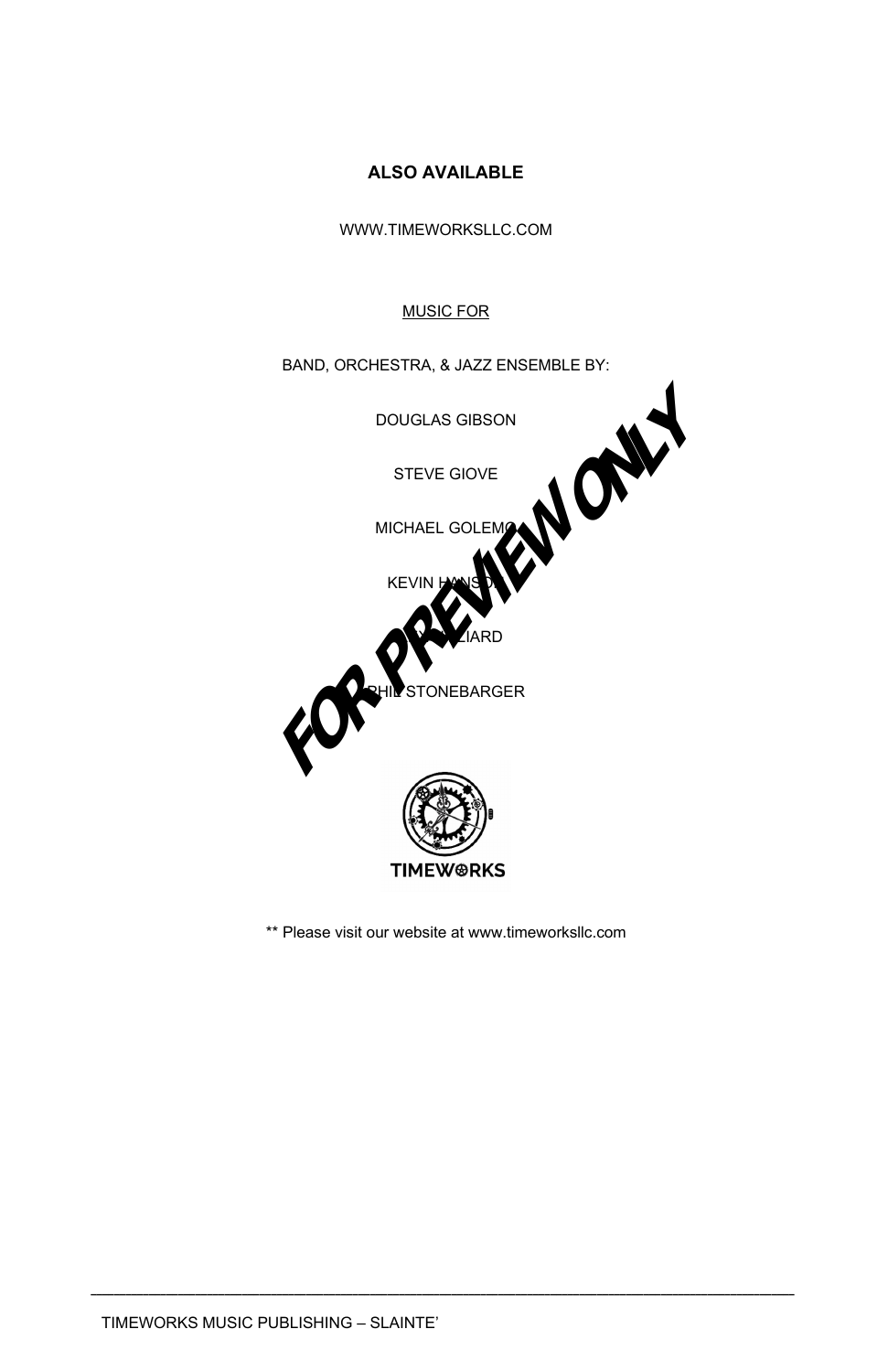**ALSO AVAILABLE**

WWW.TIMEWORKSLLC.COM

MUSIC FOR

BAND, ORCHESTRA, & JAZZ ENSEMBLE BY:

DOUGLAS GIBSON

STEVE GIOVE

MICHAEL GOLEMO

KEVIN HANSON

...LIARD

PHIL STONEBARGER

TIMEWORKS

** Please visit our website at www.timeworksllc.com